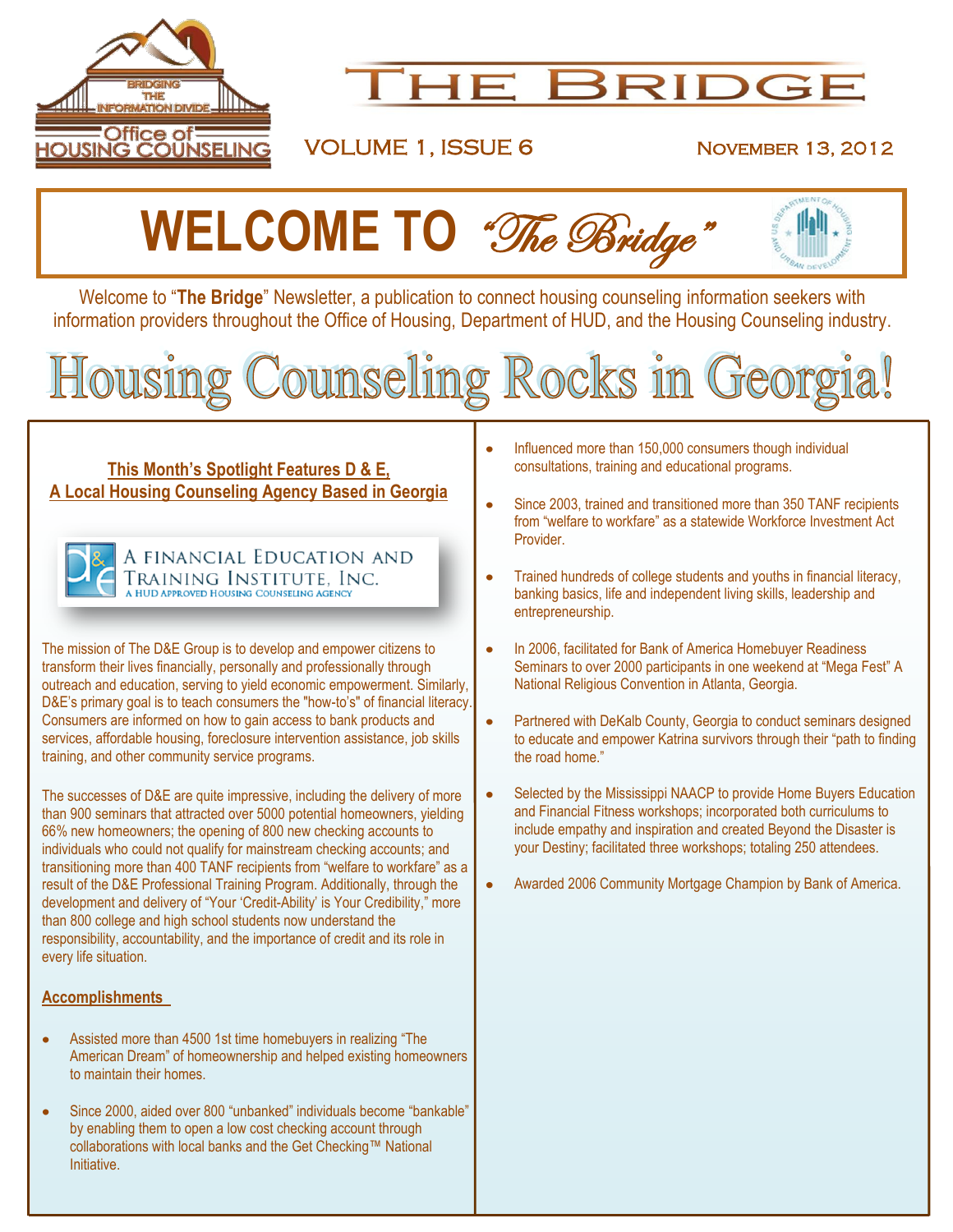BRIDGING THE INFORMATION DIVIDE

Office of HOUSING COUNSELING

# THE BRIDGE

VOLUME 1, ISSUE 6 — November 13, 2012

# WELCOME TO *"The Bridge"*

Welcome to "**The Bridge**" Newsletter, a publication to connect housing counseling information seekers with information providers throughout the Office of Housing, Department of HUD, and the Housing Counseling industry.

# Housing Counseling Rocks in Georgia!

## This Month's Spotlight Features D & E, A Local Housing Counseling Agency Based in Georgia

D&E — A Financial Education and Training Institute, Inc. — A HUD Approved Housing Counseling Agency

The mission of The D&E Group is to develop and empower citizens to transform their lives financially, personally and professionally through outreach and education, serving to yield economic empowerment. Similarly, D&E's primary goal is to teach consumers the "how-to's" of financial literacy. Consumers are informed on how to gain access to bank products and services, affordable housing, foreclosure intervention assistance, job skills training, and other community service programs.

The successes of D&E are quite impressive, including the delivery of more than 900 seminars that attracted over 5000 potential homeowners, yielding 66% new homeowners; the opening of 800 new checking accounts to individuals who could not qualify for mainstream checking accounts; and transitioning more than 400 TANF recipients from "welfare to workfare" as a result of the D&E Professional Training Program. Additionally, through the development and delivery of "Your 'Credit-Ability' is Your Credibility," more than 800 college and high school students now understand the responsibility, accountability, and the importance of credit and its role in every life situation.

### Accomplishments

- Assisted more than 4500 1st time homebuyers in realizing "The American Dream" of homeownership and helped existing homeowners to maintain their homes.
- Since 2000, aided over 800 "unbanked" individuals become "bankable" by enabling them to open a low cost checking account through collaborations with local banks and the Get Checking™ National Initiative.
- Influenced more than 150,000 consumers though individual consultations, training and educational programs.
- Since 2003, trained and transitioned more than 350 TANF recipients from "welfare to workfare" as a statewide Workforce Investment Act Provider.
- Trained hundreds of college students and youths in financial literacy, banking basics, life and independent living skills, leadership and entrepreneurship.
- In 2006, facilitated for Bank of America Homebuyer Readiness Seminars to over 2000 participants in one weekend at "Mega Fest" A National Religious Convention in Atlanta, Georgia.
- Partnered with DeKalb County, Georgia to conduct seminars designed to educate and empower Katrina survivors through their "path to finding the road home."
- Selected by the Mississippi NAACP to provide Home Buyers Education and Financial Fitness workshops; incorporated both curriculums to include empathy and inspiration and created Beyond the Disaster is your Destiny; facilitated three workshops; totaling 250 attendees.
- Awarded 2006 Community Mortgage Champion by Bank of America.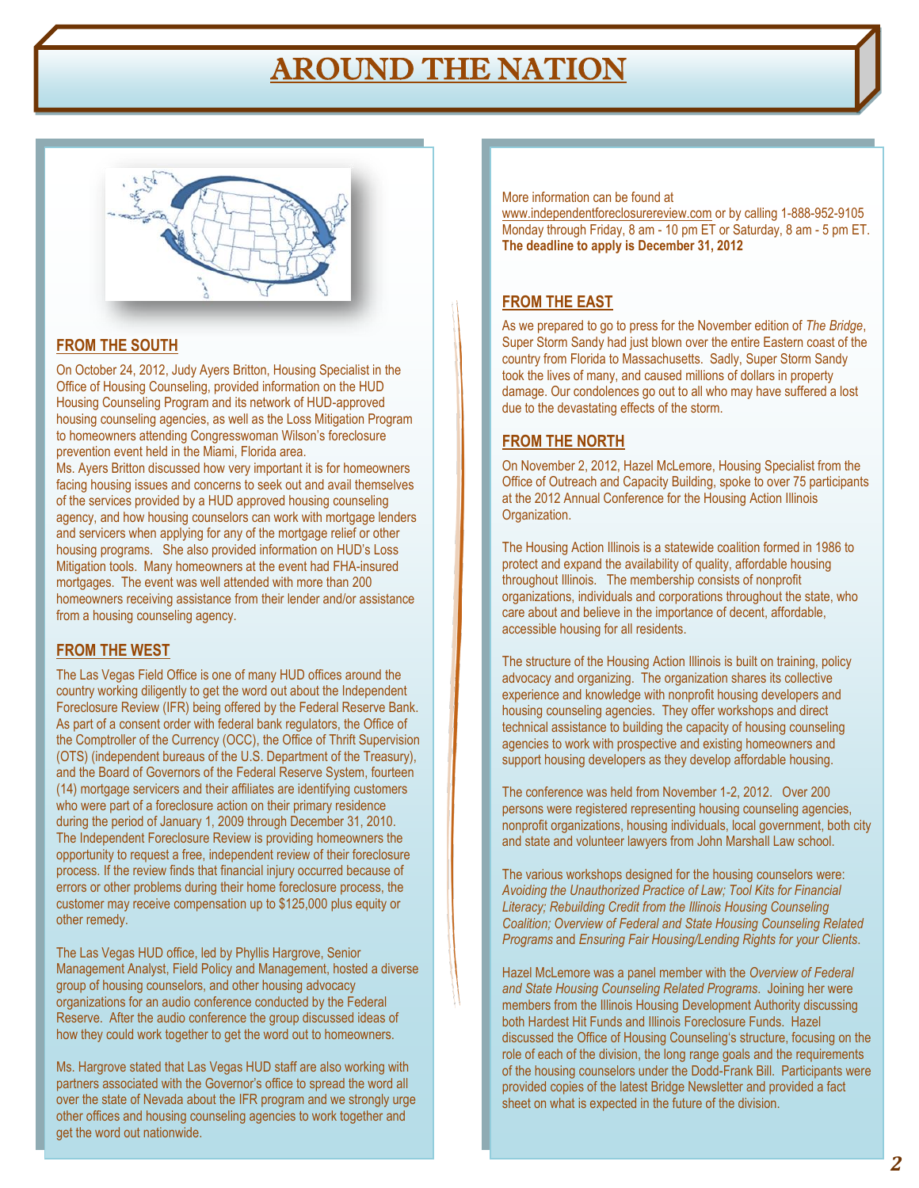# AROUND THE NATION

## FROM THE SOUTH

On October 24, 2012, Judy Ayers Britton, Housing Specialist in the Office of Housing Counseling, provided information on the HUD Housing Counseling Program and its network of HUD-approved housing counseling agencies, as well as the Loss Mitigation Program to homeowners attending Congresswoman Wilson's foreclosure prevention event held in the Miami, Florida area.

Ms. Ayers Britton discussed how very important it is for homeowners facing housing issues and concerns to seek out and avail themselves of the services provided by a HUD approved housing counseling agency, and how housing counselors can work with mortgage lenders and servicers when applying for any of the mortgage relief or other housing programs. She also provided information on HUD's Loss Mitigation tools. Many homeowners at the event had FHA-insured mortgages. The event was well attended with more than 200 homeowners receiving assistance from their lender and/or assistance from a housing counseling agency.

## FROM THE WEST

The Las Vegas Field Office is one of many HUD offices around the country working diligently to get the word out about the Independent Foreclosure Review (IFR) being offered by the Federal Reserve Bank. As part of a consent order with federal bank regulators, the Office of the Comptroller of the Currency (OCC), the Office of Thrift Supervision (OTS) (independent bureaus of the U.S. Department of the Treasury), and the Board of Governors of the Federal Reserve System, fourteen (14) mortgage servicers and their affiliates are identifying customers who were part of a foreclosure action on their primary residence during the period of January 1, 2009 through December 31, 2010. The Independent Foreclosure Review is providing homeowners the opportunity to request a free, independent review of their foreclosure process. If the review finds that financial injury occurred because of errors or other problems during their home foreclosure process, the customer may receive compensation up to $125,000 plus equity or other remedy.

The Las Vegas HUD office, led by Phyllis Hargrove, Senior Management Analyst, Field Policy and Management, hosted a diverse group of housing counselors, and other housing advocacy organizations for an audio conference conducted by the Federal Reserve. After the audio conference the group discussed ideas of how they could work together to get the word out to homeowners.

Ms. Hargrove stated that Las Vegas HUD staff are also working with partners associated with the Governor's office to spread the word all over the state of Nevada about the IFR program and we strongly urge other offices and housing counseling agencies to work together and get the word out nationwide.

More information can be found at www.independentforeclosurereview.com or by calling 1-888-952-9105 Monday through Friday, 8 am - 10 pm ET or Saturday, 8 am - 5 pm ET. **The deadline to apply is December 31, 2012**

## FROM THE EAST

As we prepared to go to press for the November edition of *The Bridge*, Super Storm Sandy had just blown over the entire Eastern coast of the country from Florida to Massachusetts. Sadly, Super Storm Sandy took the lives of many, and caused millions of dollars in property damage. Our condolences go out to all who may have suffered a lost due to the devastating effects of the storm.

## FROM THE NORTH

On November 2, 2012, Hazel McLemore, Housing Specialist from the Office of Outreach and Capacity Building, spoke to over 75 participants at the 2012 Annual Conference for the Housing Action Illinois Organization.

The Housing Action Illinois is a statewide coalition formed in 1986 to protect and expand the availability of quality, affordable housing throughout Illinois. The membership consists of nonprofit organizations, individuals and corporations throughout the state, who care about and believe in the importance of decent, affordable, accessible housing for all residents.

The structure of the Housing Action Illinois is built on training, policy advocacy and organizing. The organization shares its collective experience and knowledge with nonprofit housing developers and housing counseling agencies. They offer workshops and direct technical assistance to building the capacity of housing counseling agencies to work with prospective and existing homeowners and support housing developers as they develop affordable housing.

The conference was held from November 1-2, 2012. Over 200 persons were registered representing housing counseling agencies, nonprofit organizations, housing individuals, local government, both city and state and volunteer lawyers from John Marshall Law school.

The various workshops designed for the housing counselors were: *Avoiding the Unauthorized Practice of Law; Tool Kits for Financial Literacy; Rebuilding Credit from the Illinois Housing Counseling Coalition; Overview of Federal and State Housing Counseling Related Programs* and *Ensuring Fair Housing/Lending Rights for your Clients*.

Hazel McLemore was a panel member with the *Overview of Federal and State Housing Counseling Related Programs*. Joining her were members from the Illinois Housing Development Authority discussing both Hardest Hit Funds and Illinois Foreclosure Funds. Hazel discussed the Office of Housing Counseling's structure, focusing on the role of each of the division, the long range goals and the requirements of the housing counselors under the Dodd-Frank Bill. Participants were provided copies of the latest Bridge Newsletter and provided a fact sheet on what is expected in the future of the division.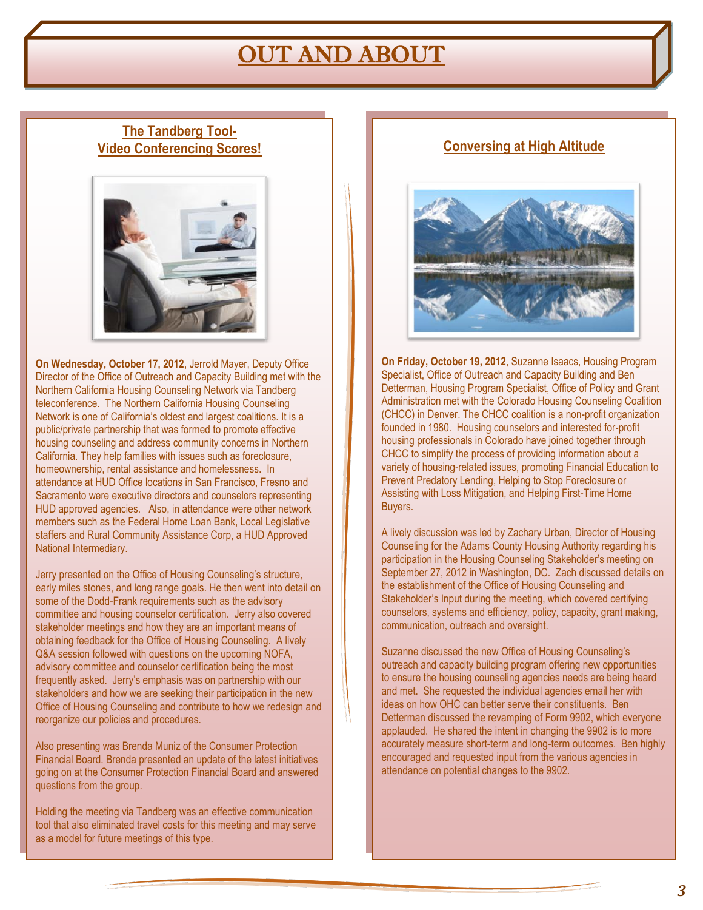# OUT AND ABOUT

## The Tandberg Tool- Video Conferencing Scores!

**On Wednesday, October 17, 2012**, Jerrold Mayer, Deputy Office Director of the Office of Outreach and Capacity Building met with the Northern California Housing Counseling Network via Tandberg teleconference. The Northern California Housing Counseling Network is one of California's oldest and largest coalitions. It is a public/private partnership that was formed to promote effective housing counseling and address community concerns in Northern California. They help families with issues such as foreclosure, homeownership, rental assistance and homelessness. In attendance at HUD Office locations in San Francisco, Fresno and Sacramento were executive directors and counselors representing HUD approved agencies. Also, in attendance were other network members such as the Federal Home Loan Bank, Local Legislative staffers and Rural Community Assistance Corp, a HUD Approved National Intermediary.

Jerry presented on the Office of Housing Counseling's structure, early miles stones, and long range goals. He then went into detail on some of the Dodd-Frank requirements such as the advisory committee and housing counselor certification. Jerry also covered stakeholder meetings and how they are an important means of obtaining feedback for the Office of Housing Counseling. A lively Q&A session followed with questions on the upcoming NOFA, advisory committee and counselor certification being the most frequently asked. Jerry's emphasis was on partnership with our stakeholders and how we are seeking their participation in the new Office of Housing Counseling and contribute to how we redesign and reorganize our policies and procedures.

Also presenting was Brenda Muniz of the Consumer Protection Financial Board. Brenda presented an update of the latest initiatives going on at the Consumer Protection Financial Board and answered questions from the group.

Holding the meeting via Tandberg was an effective communication tool that also eliminated travel costs for this meeting and may serve as a model for future meetings of this type.

## Conversing at High Altitude

**On Friday, October 19, 2012**, Suzanne Isaacs, Housing Program Specialist, Office of Outreach and Capacity Building and Ben Detterman, Housing Program Specialist, Office of Policy and Grant Administration met with the Colorado Housing Counseling Coalition (CHCC) in Denver. The CHCC coalition is a non-profit organization founded in 1980. Housing counselors and interested for-profit housing professionals in Colorado have joined together through CHCC to simplify the process of providing information about a variety of housing-related issues, promoting Financial Education to Prevent Predatory Lending, Helping to Stop Foreclosure or Assisting with Loss Mitigation, and Helping First-Time Home Buyers.

A lively discussion was led by Zachary Urban, Director of Housing Counseling for the Adams County Housing Authority regarding his participation in the Housing Counseling Stakeholder's meeting on September 27, 2012 in Washington, DC. Zach discussed details on the establishment of the Office of Housing Counseling and Stakeholder's Input during the meeting, which covered certifying counselors, systems and efficiency, policy, capacity, grant making, communication, outreach and oversight.

Suzanne discussed the new Office of Housing Counseling's outreach and capacity building program offering new opportunities to ensure the housing counseling agencies needs are being heard and met. She requested the individual agencies email her with ideas on how OHC can better serve their constituents. Ben Detterman discussed the revamping of Form 9902, which everyone applauded. He shared the intent in changing the 9902 is to more accurately measure short-term and long-term outcomes. Ben highly encouraged and requested input from the various agencies in attendance on potential changes to the 9902.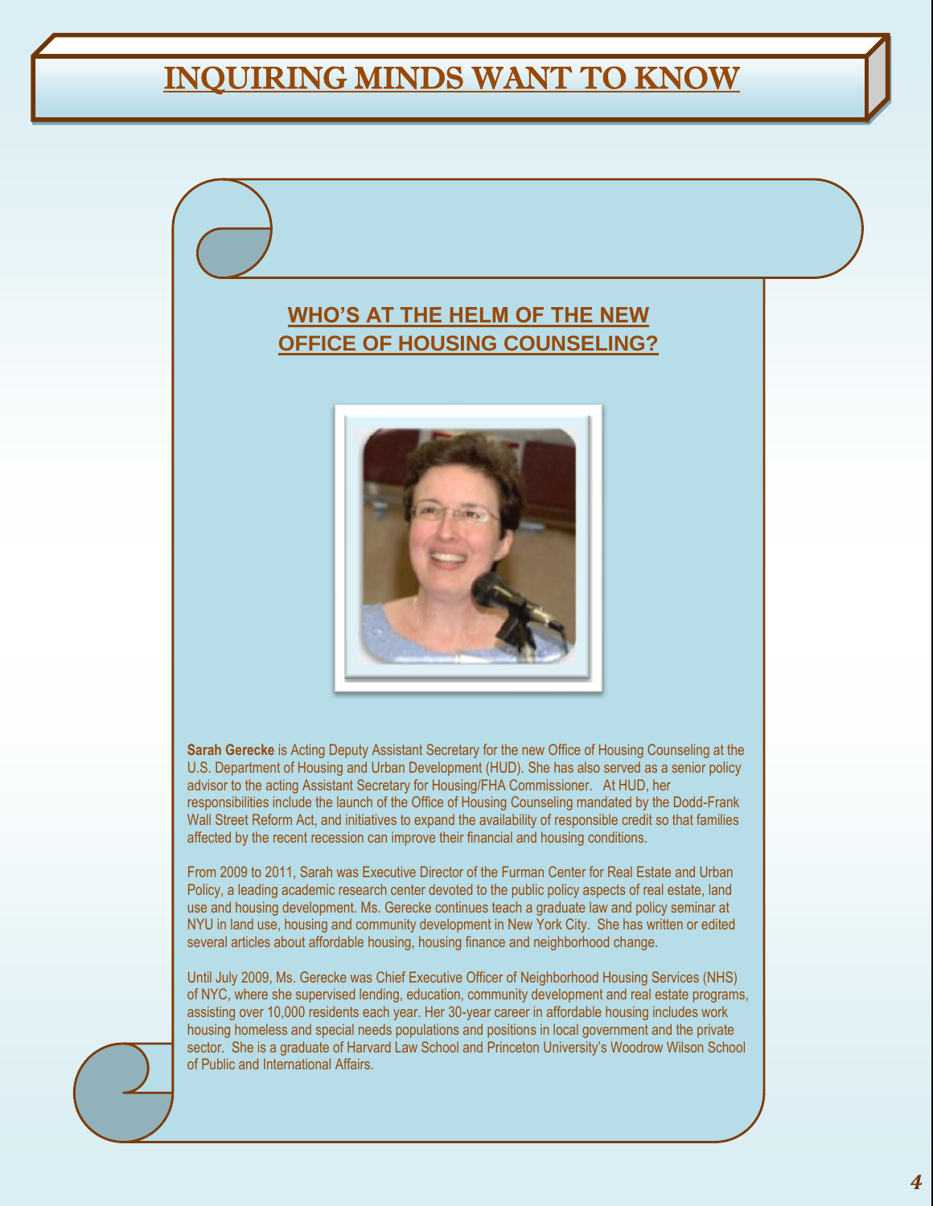# INQUIRING MINDS WANT TO KNOW

## WHO'S AT THE HELM OF THE NEW OFFICE OF HOUSING COUNSELING?

**Sarah Gerecke** is Acting Deputy Assistant Secretary for the new Office of Housing Counseling at the U.S. Department of Housing and Urban Development (HUD). She has also served as a senior policy advisor to the acting Assistant Secretary for Housing/FHA Commissioner. At HUD, her responsibilities include the launch of the Office of Housing Counseling mandated by the Dodd-Frank Wall Street Reform Act, and initiatives to expand the availability of responsible credit so that families affected by the recent recession can improve their financial and housing conditions.

From 2009 to 2011, Sarah was Executive Director of the Furman Center for Real Estate and Urban Policy, a leading academic research center devoted to the public policy aspects of real estate, land use and housing development. Ms. Gerecke continues teach a graduate law and policy seminar at NYU in land use, housing and community development in New York City. She has written or edited several articles about affordable housing, housing finance and neighborhood change.

Until July 2009, Ms. Gerecke was Chief Executive Officer of Neighborhood Housing Services (NHS) of NYC, where she supervised lending, education, community development and real estate programs, assisting over 10,000 residents each year. Her 30-year career in affordable housing includes work housing homeless and special needs populations and positions in local government and the private sector. She is a graduate of Harvard Law School and Princeton University's Woodrow Wilson School of Public and International Affairs.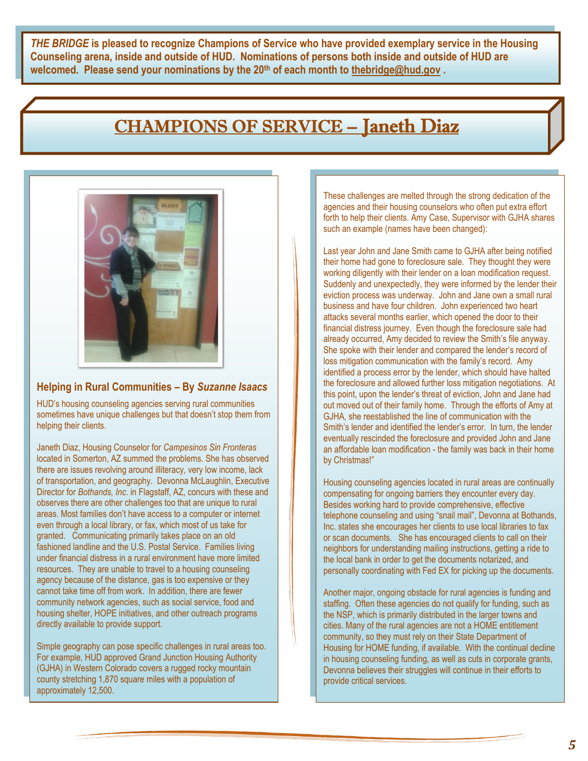***THE BRIDGE* is pleased to recognize Champions of Service who have provided exemplary service in the Housing Counseling arena, inside and outside of HUD. Nominations of persons both inside and outside of HUD are welcomed. Please send your nominations by the 20th of each month to thebridge@hud.gov .**

# CHAMPIONS OF SERVICE – Janeth Diaz

### Helping in Rural Communities – By *Suzanne Isaacs*

HUD's housing counseling agencies serving rural communities sometimes have unique challenges but that doesn't stop them from helping their clients.

Janeth Diaz, Housing Counselor for *Campesinos Sin Fronteras* located in Somerton, AZ summed the problems. She has observed there are issues revolving around illiteracy, very low income, lack of transportation, and geography. Devonna McLaughlin, Executive Director for *Bothands, Inc*. in Flagstaff, AZ, concurs with these and observes there are other challenges too that are unique to rural areas. Most families don't have access to a computer or internet even through a local library, or fax, which most of us take for granted. Communicating primarily takes place on an old fashioned landline and the U.S. Postal Service. Families living under financial distress in a rural environment have more limited resources. They are unable to travel to a housing counseling agency because of the distance, gas is too expensive or they cannot take time off from work. In addition, there are fewer community network agencies, such as social service, food and housing shelter, HOPE initiatives, and other outreach programs directly available to provide support.

Simple geography can pose specific challenges in rural areas too. For example, HUD approved Grand Junction Housing Authority (GJHA) in Western Colorado covers a rugged rocky mountain county stretching 1,870 square miles with a population of approximately 12,500.

These challenges are melted through the strong dedication of the agencies and their housing counselors who often put extra effort forth to help their clients. Amy Case, Supervisor with GJHA shares such an example (names have been changed):

Last year John and Jane Smith came to GJHA after being notified their home had gone to foreclosure sale. They thought they were working diligently with their lender on a loan modification request. Suddenly and unexpectedly, they were informed by the lender their eviction process was underway. John and Jane own a small rural business and have four children. John experienced two heart attacks several months earlier, which opened the door to their financial distress journey. Even though the foreclosure sale had already occurred, Amy decided to review the Smith's file anyway. She spoke with their lender and compared the lender's record of loss mitigation communication with the family's record. Amy identified a process error by the lender, which should have halted the foreclosure and allowed further loss mitigation negotiations. At this point, upon the lender's threat of eviction, John and Jane had out moved out of their family home. Through the efforts of Amy at GJHA, she reestablished the line of communication with the Smith's lender and identified the lender's error. In turn, the lender eventually rescinded the foreclosure and provided John and Jane an affordable loan modification - the family was back in their home by Christmas!"

Housing counseling agencies located in rural areas are continually compensating for ongoing barriers they encounter every day. Besides working hard to provide comprehensive, effective telephone counseling and using "snail mail", Devonna at Bothands, Inc. states she encourages her clients to use local libraries to fax or scan documents. She has encouraged clients to call on their neighbors for understanding mailing instructions, getting a ride to the local bank in order to get the documents notarized, and personally coordinating with Fed EX for picking up the documents.

Another major, ongoing obstacle for rural agencies is funding and staffing. Often these agencies do not qualify for funding, such as the NSP, which is primarily distributed in the larger towns and cities. Many of the rural agencies are not a HOME entitlement community, so they must rely on their State Department of Housing for HOME funding, if available. With the continual decline in housing counseling funding, as well as cuts in corporate grants, Devonna believes their struggles will continue in their efforts to provide critical services.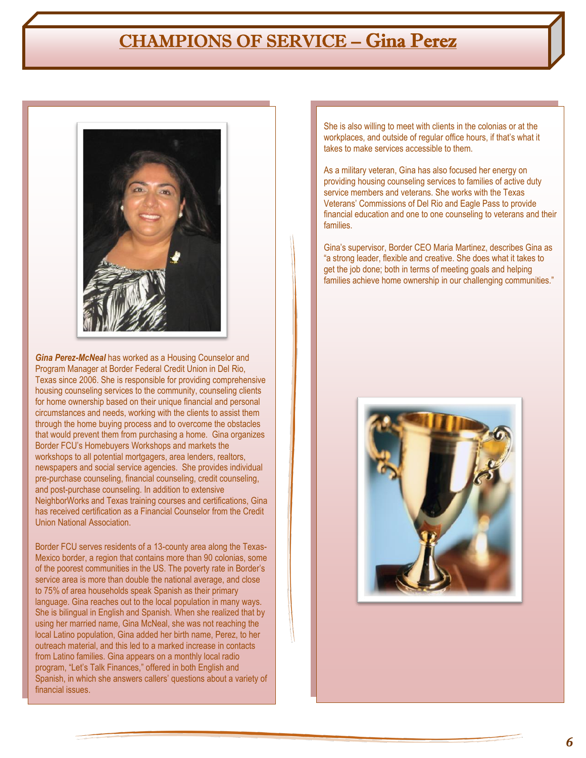# CHAMPIONS OF SERVICE – Gina Perez

***Gina Perez-McNeal*** has worked as a Housing Counselor and Program Manager at Border Federal Credit Union in Del Rio, Texas since 2006. She is responsible for providing comprehensive housing counseling services to the community, counseling clients for home ownership based on their unique financial and personal circumstances and needs, working with the clients to assist them through the home buying process and to overcome the obstacles that would prevent them from purchasing a home. Gina organizes Border FCU's Homebuyers Workshops and markets the workshops to all potential mortgagers, area lenders, realtors, newspapers and social service agencies. She provides individual pre-purchase counseling, financial counseling, credit counseling, and post-purchase counseling. In addition to extensive NeighborWorks and Texas training courses and certifications, Gina has received certification as a Financial Counselor from the Credit Union National Association.

Border FCU serves residents of a 13-county area along the Texas-Mexico border, a region that contains more than 90 colonias, some of the poorest communities in the US. The poverty rate in Border's service area is more than double the national average, and close to 75% of area households speak Spanish as their primary language. Gina reaches out to the local population in many ways. She is bilingual in English and Spanish. When she realized that by using her married name, Gina McNeal, she was not reaching the local Latino population, Gina added her birth name, Perez, to her outreach material, and this led to a marked increase in contacts from Latino families. Gina appears on a monthly local radio program, "Let's Talk Finances," offered in both English and Spanish, in which she answers callers' questions about a variety of financial issues.

She is also willing to meet with clients in the colonias or at the workplaces, and outside of regular office hours, if that's what it takes to make services accessible to them.

As a military veteran, Gina has also focused her energy on providing housing counseling services to families of active duty service members and veterans. She works with the Texas Veterans' Commissions of Del Rio and Eagle Pass to provide financial education and one to one counseling to veterans and their families.

Gina's supervisor, Border CEO Maria Martinez, describes Gina as "a strong leader, flexible and creative. She does what it takes to get the job done; both in terms of meeting goals and helping families achieve home ownership in our challenging communities."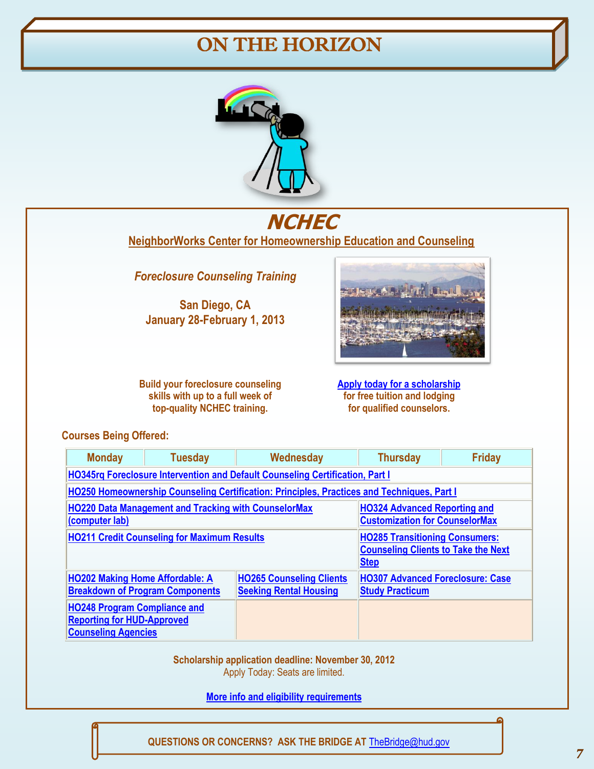# ON THE HORIZON

## NCHEC

NeighborWorks Center for Homeownership Education and Counseling

*Foreclosure Counseling Training*

San Diego, CA
January 28-February 1, 2013

Build your foreclosure counseling skills with up to a full week of top-quality NCHEC training.

Apply today for a scholarship for free tuition and lodging for qualified counselors.

**Courses Being Offered:**

| Monday | Tuesday | Wednesday | Thursday | Friday |
|---|---|---|---|---|
| HO345rq Foreclosure Intervention and Default Counseling Certification, Part I | | | | |
| HO250 Homeownership Counseling Certification: Principles, Practices and Techniques, Part I | | | | |
| HO220 Data Management and Tracking with CounselorMax (computer lab) | | | HO324 Advanced Reporting and Customization for CounselorMax | |
| HO211 Credit Counseling for Maximum Results | | | HO285 Transitioning Consumers: Counseling Clients to Take the Next Step | |
| HO202 Making Home Affordable: A Breakdown of Program Components | | HO265 Counseling Clients Seeking Rental Housing | HO307 Advanced Foreclosure: Case Study Practicum | |
| HO248 Program Compliance and Reporting for HUD-Approved Counseling Agencies | | | | |

**Scholarship application deadline: November 30, 2012**
Apply Today: Seats are limited.

More info and eligibility requirements

QUESTIONS OR CONCERNS? ASK THE BRIDGE AT TheBridge@hud.gov